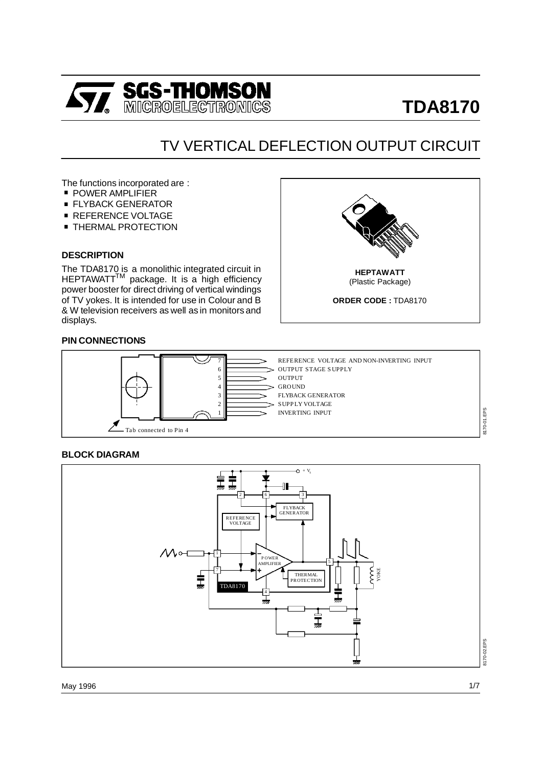# TDA8170

## TV VERTICAL DEFLECTION OUTPUT CIRCUIT

The functions incorporated are :

- POWER AMPLIFIER
- FLYBACK GENERATOR
- REFERENCE VOLTAGE
- THERMAL PROTECTION

**HEPTAWATT**
(Plastic Package)

**ORDER CODE :** TDA8170

### DESCRIPTION

The TDA8170 is a monolithic integrated circuit in HEPTAWATT™ package. It is a high efficiency power booster for direct driving of vertical windings of TV yokes. It is intended for use in Colour and B & W television receivers as well as in monitors and displays.

### PIN CONNECTIONS

| Pin | Function |
|---|---|
| 7 | REFERENCE VOLTAGE AND NON-INVERTING INPUT |
| 6 | OUTPUT STAGE SUPPLY |
| 5 | OUTPUT |
| 4 | GROUND |
| 3 | FLYBACK GENERATOR |
| 2 | SUPPLY VOLTAGE |
| 1 | INVERTING INPUT |

Tab connected to Pin 4

### BLOCK DIAGRAM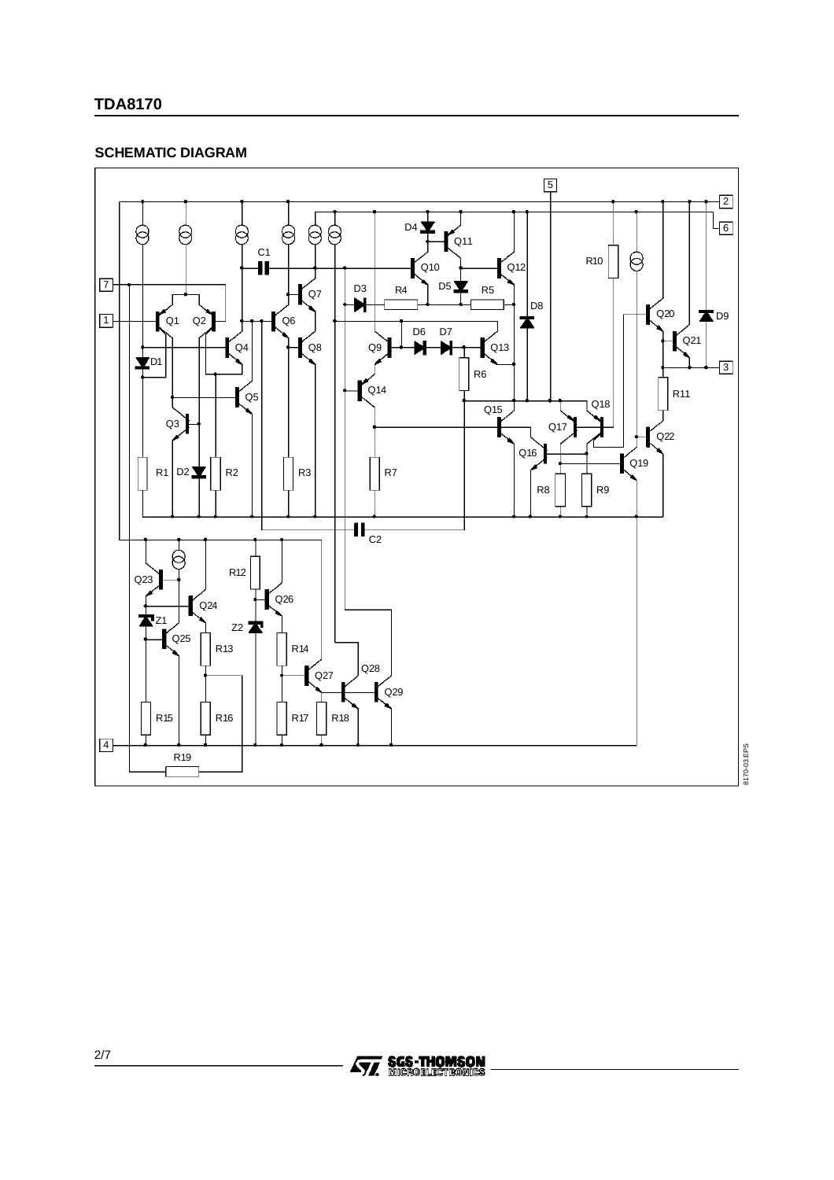## SCHEMATIC DIAGRAM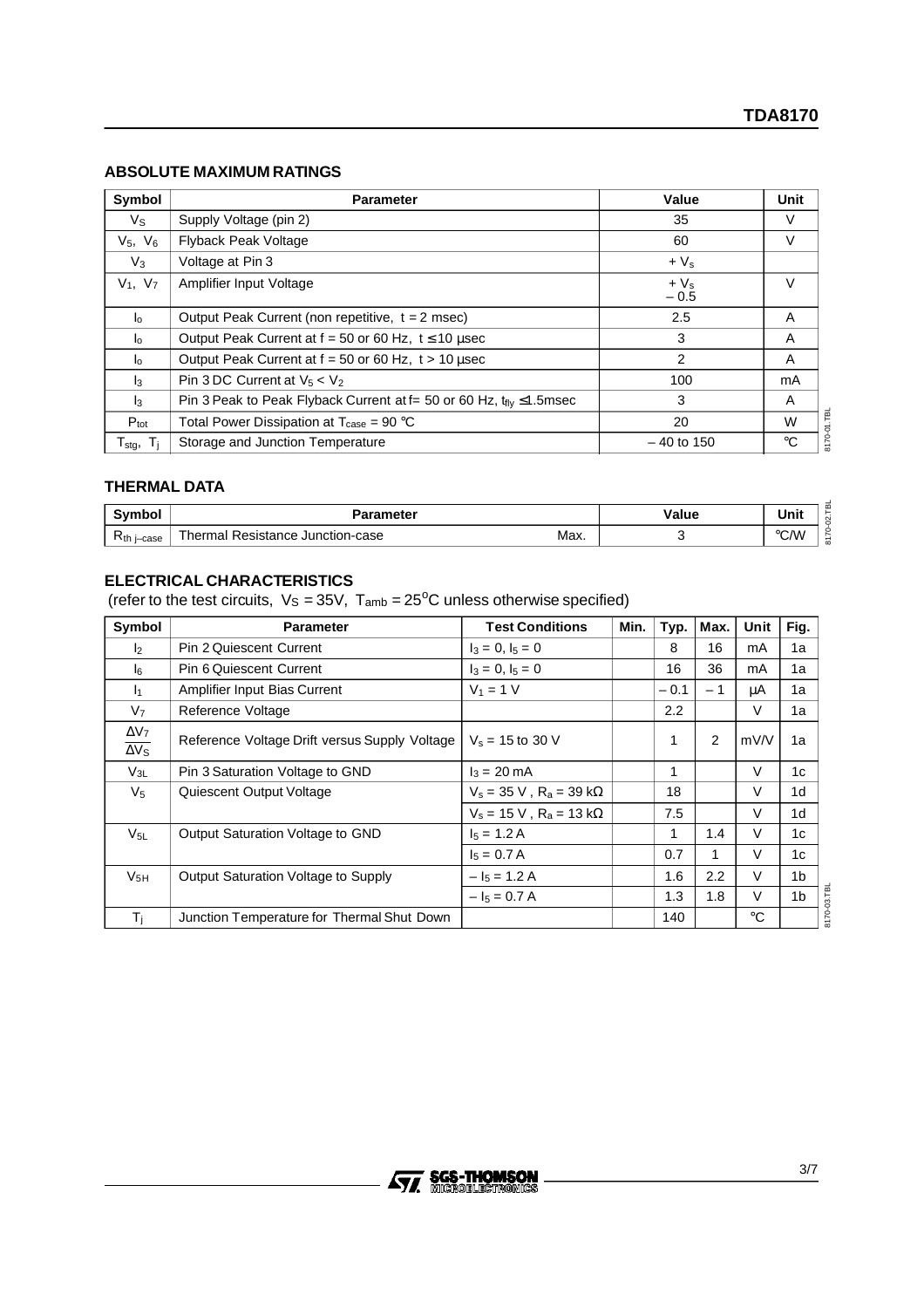## ABSOLUTE MAXIMUM RATINGS

| Symbol | Parameter | Value | Unit |
|---|---|---|---|
| $V_S$ | Supply Voltage (pin 2) | 35 | V |
| $V_5$, $V_6$ | Flyback Peak Voltage | 60 | V |
| $V_3$ | Voltage at Pin 3 | $+ V_s$ | |
| $V_1$, $V_7$ | Amplifier Input Voltage | $+ V_s$ <br> $- 0.5$ | V |
| $I_o$ | Output Peak Current (non repetitive, t = 2 msec) | 2.5 | A |
| $I_o$ | Output Peak Current at f = 50 or 60 Hz, t ≤ 10 µsec | 3 | A |
| $I_o$ | Output Peak Current at f = 50 or 60 Hz, t > 10 µsec | 2 | A |
| $I_3$ | Pin 3 DC Current at $V_5 < V_2$ | 100 | mA |
| $I_3$ | Pin 3 Peak to Peak Flyback Current at f= 50 or 60 Hz, $t_{fly}$ ≤ 1.5msec | 3 | A |
| $P_{tot}$ | Total Power Dissipation at $T_{case}$ = 90 °C | 20 | W |
| $T_{stg}$, $T_j$ | Storage and Junction Temperature | – 40 to 150 | °C |

## THERMAL DATA

| Symbol | Parameter | | Value | Unit |
|---|---|---|---|---|
| $R_{th\ j\text{–}case}$ | Thermal Resistance Junction-case | Max. | 3 | °C/W |

## ELECTRICAL CHARACTERISTICS

(refer to the test circuits, $V_S$ = 35V, $T_{amb}$ = 25°C unless otherwise specified)

| Symbol | Parameter | Test Conditions | Min. | Typ. | Max. | Unit | Fig. |
|---|---|---|---|---|---|---|---|
| $I_2$ | Pin 2 Quiescent Current | $I_3 = 0$, $I_5 = 0$ | | 8 | 16 | mA | 1a |
| $I_6$ | Pin 6 Quiescent Current | $I_3 = 0$, $I_5 = 0$ | | 16 | 36 | mA | 1a |
| $I_1$ | Amplifier Input Bias Current | $V_1$ = 1 V | | – 0.1 | – 1 | µA | 1a |
| $V_7$ | Reference Voltage | | | 2.2 | | V | 1a |
| $\frac{\Delta V_7}{\Delta V_S}$ | Reference Voltage Drift versus Supply Voltage | $V_s$ = 15 to 30 V | | 1 | 2 | mV/V | 1a |
| $V_{3L}$ | Pin 3 Saturation Voltage to GND | $I_3$ = 20 mA | | 1 | | V | 1c |
| $V_5$ | Quiescent Output Voltage | $V_s$ = 35 V , $R_a$ = 39 kΩ | | 18 | | V | 1d |
| | | $V_s$ = 15 V , $R_a$ = 13 kΩ | | 7.5 | | V | 1d |
| $V_{5L}$ | Output Saturation Voltage to GND | $I_5$ = 1.2 A | | 1 | 1.4 | V | 1c |
| | | $I_5$ = 0.7 A | | 0.7 | 1 | V | 1c |
| $V_{5H}$ | Output Saturation Voltage to Supply | $- I_5$ = 1.2 A | | 1.6 | 2.2 | V | 1b |
| | | $- I_5$ = 0.7 A | | 1.3 | 1.8 | V | 1b |
| $T_j$ | Junction Temperature for Thermal Shut Down | | | 140 | | °C | |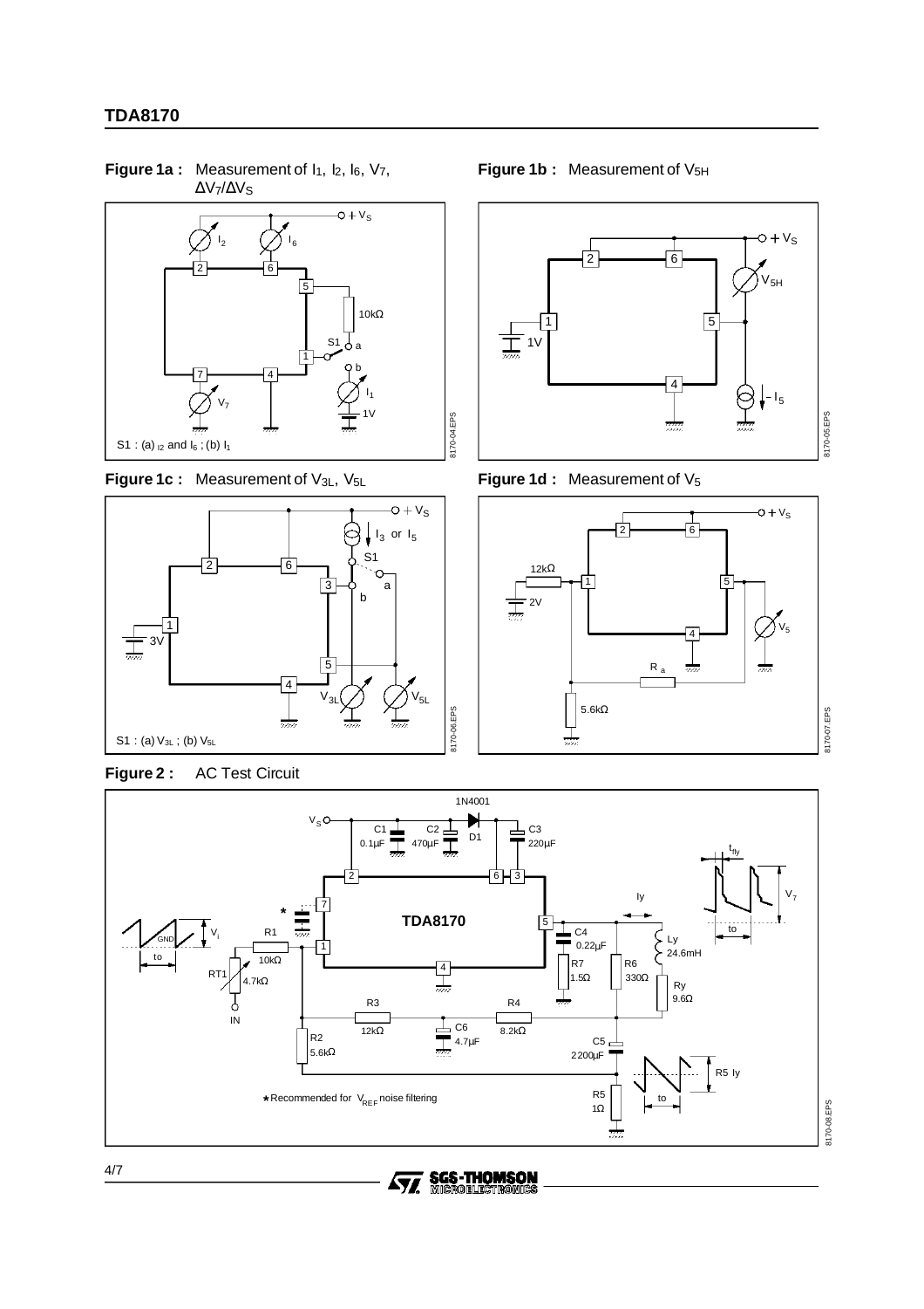**Figure 1a :** Measurement of $I_1$, $I_2$, $I_6$, $V_7$, $\Delta V_7/\Delta V_S$

**Figure 1b :** Measurement of $V_{5H}$

**Figure 1c :** Measurement of $V_{3L}$, $V_{5L}$

**Figure 1d :** Measurement of $V_5$

**Figure 2 :** AC Test Circuit

★Recommended for $V_{REF}$ noise filtering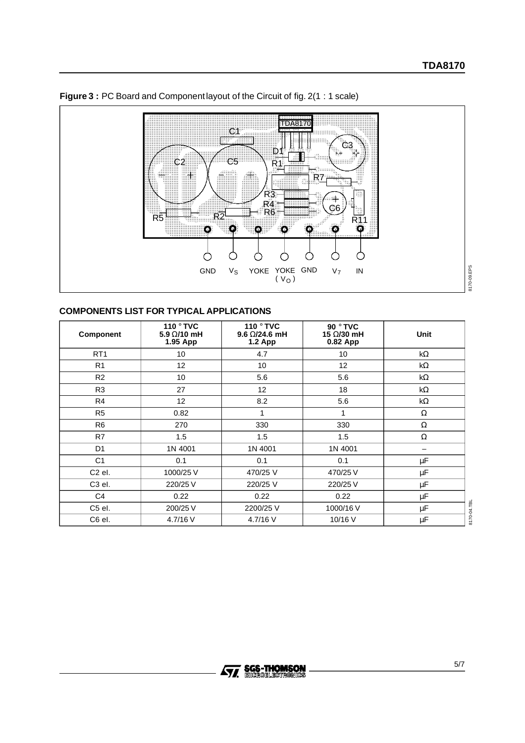**Figure 3 :** PC Board and Component layout of the Circuit of fig. 2(1 : 1 scale)

## COMPONENTS LIST FOR TYPICAL APPLICATIONS

| Component | 110 ° TVC 5.9 Ω/10 mH 1.95 App | 110 ° TVC 9.6 Ω/24.6 mH 1.2 App | 90 ° TVC 15 Ω/30 mH 0.82 App | Unit |
|---|---|---|---|---|
| RT1 | 10 | 4.7 | 10 | kΩ |
| R1 | 12 | 10 | 12 | kΩ |
| R2 | 10 | 5.6 | 5.6 | kΩ |
| R3 | 27 | 12 | 18 | kΩ |
| R4 | 12 | 8.2 | 5.6 | kΩ |
| R5 | 0.82 | 1 | 1 | Ω |
| R6 | 270 | 330 | 330 | Ω |
| R7 | 1.5 | 1.5 | 1.5 | Ω |
| D1 | 1N 4001 | 1N 4001 | 1N 4001 | – |
| C1 | 0.1 | 0.1 | 0.1 | μF |
| C2 el. | 1000/25 V | 470/25 V | 470/25 V | μF |
| C3 el. | 220/25 V | 220/25 V | 220/25 V | μF |
| C4 | 0.22 | 0.22 | 0.22 | μF |
| C5 el. | 200/25 V | 2200/25 V | 1000/16 V | μF |
| C6 el. | 4.7/16 V | 4.7/16 V | 10/16 V | μF |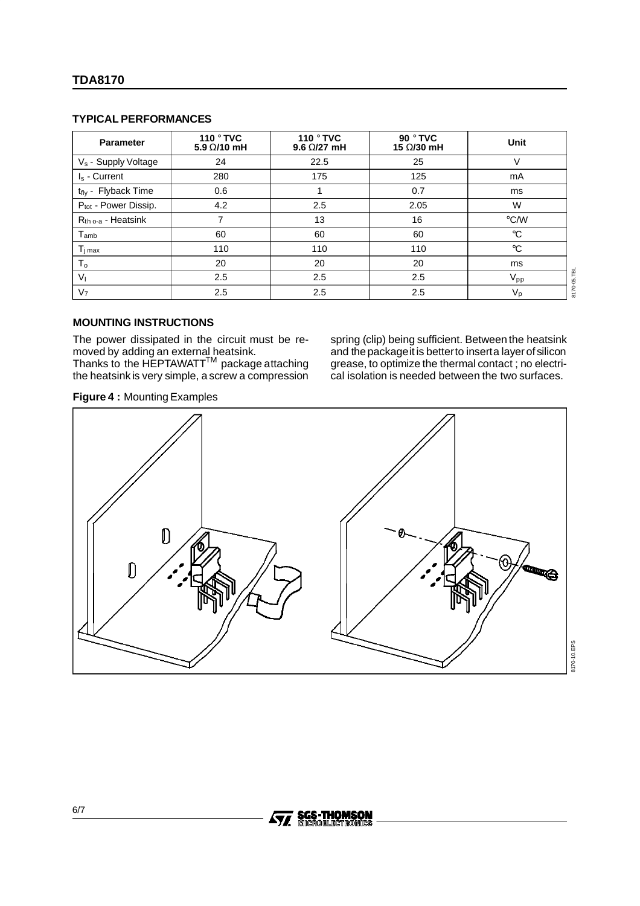## TYPICAL PERFORMANCES

| Parameter | 110 ° TVC 5.9 Ω/10 mH | 110 ° TVC 9.6 Ω/27 mH | 90 ° TVC 15 Ω/30 mH | Unit |
|---|---|---|---|---|
| $V_s$ - Supply Voltage | 24 | 22.5 | 25 | V |
| $I_s$ - Current | 280 | 175 | 125 | mA |
| $t_{fly}$ - Flyback Time | 0.6 | 1 | 0.7 | ms |
| $P_{tot}$ - Power Dissip. | 4.2 | 2.5 | 2.05 | W |
| $R_{th\ o\text{-}a}$ - Heatsink | 7 | 13 | 16 | °C/W |
| $T_{amb}$ | 60 | 60 | 60 | °C |
| $T_{j\ max}$ | 110 | 110 | 110 | °C |
| $T_o$ | 20 | 20 | 20 | ms |
| $V_I$ | 2.5 | 2.5 | 2.5 | $V_{pp}$ |
| $V_7$ | 2.5 | 2.5 | 2.5 | $V_p$ |

## MOUNTING INSTRUCTIONS

The power dissipated in the circuit must be removed by adding an external heatsink.
Thanks to the HEPTAWATT™ package attaching the heatsink is very simple, a screw a compression spring (clip) being sufficient. Between the heatsink and the package it is better to insert a layer of silicon grease, to optimize the thermal contact ; no electrical isolation is needed between the two surfaces.

**Figure 4 :** Mounting Examples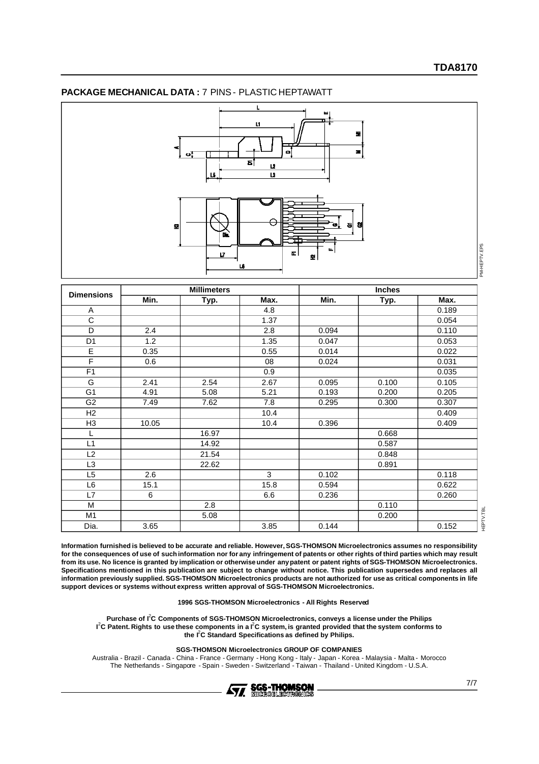## PACKAGE MECHANICAL DATA : 7 PINS - PLASTIC HEPTAWATT

L
E
L1
M1
A
C
D
M
D1
L2
L5
L3

H3
G
G1
G2
Dia.
L7
F1
H2
F
L6

PM-HEPTV.EPS

| Dimensions | Millimeters | | | Inches | | |
|---|---|---|---|---|---|---|
| | Min. | Typ. | Max. | Min. | Typ. | Max. |
| A | | | 4.8 | | | 0.189 |
| C | | | 1.37 | | | 0.054 |
| D | 2.4 | | 2.8 | 0.094 | | 0.110 |
| D1 | 1.2 | | 1.35 | 0.047 | | 0.053 |
| E | 0.35 | | 0.55 | 0.014 | | 0.022 |
| F | 0.6 | | 08 | 0.024 | | 0.031 |
| F1 | | | 0.9 | | | 0.035 |
| G | 2.41 | 2.54 | 2.67 | 0.095 | 0.100 | 0.105 |
| G1 | 4.91 | 5.08 | 5.21 | 0.193 | 0.200 | 0.205 |
| G2 | 7.49 | 7.62 | 7.8 | 0.295 | 0.300 | 0.307 |
| H2 | | | 10.4 | | | 0.409 |
| H3 | 10.05 | | 10.4 | 0.396 | | 0.409 |
| L | | 16.97 | | | 0.668 | |
| L1 | | 14.92 | | | 0.587 | |
| L2 | | 21.54 | | | 0.848 | |
| L3 | | 22.62 | | | 0.891 | |
| L5 | 2.6 | | 3 | 0.102 | | 0.118 |
| L6 | 15.1 | | 15.8 | 0.594 | | 0.622 |
| L7 | 6 | | 6.6 | 0.236 | | 0.260 |
| M | | 2.8 | | | 0.110 | |
| M1 | | 5.08 | | | 0.200 | |
| Dia. | 3.65 | | 3.85 | 0.144 | | 0.152 |

HEPTV.TBL

**Information furnished is believed to be accurate and reliable. However, SGS-THOMSON Microelectronics assumes no responsibility for the consequences of use of such information nor for any infringement of patents or other rights of third parties which may result from its use. No licence is granted by implication or otherwise under any patent or patent rights of SGS-THOMSON Microelectronics. Specifications mentioned in this publication are subject to change without notice. This publication supersedes and replaces all information previously supplied. SGS-THOMSON Microelectronics products are not authorized for use as critical components in life support devices or systems without express written approval of SGS-THOMSON Microelectronics.**

**1996 SGS-THOMSON Microelectronics - All Rights Reserved**

**Purchase of I²C Components of SGS-THOMSON Microelectronics, conveys a license under the Philips I²C Patent. Rights to use these components in a I²C system, is granted provided that the system conforms to the I²C Standard Specifications as defined by Philips.**

**SGS-THOMSON Microelectronics GROUP OF COMPANIES**

Australia - Brazil - Canada - China - France - Germany - Hong Kong - Italy - Japan - Korea - Malaysia - Malta - Morocco
The Netherlands - Singapore - Spain - Sweden - Switzerland - Taiwan - Thailand - United Kingdom - U.S.A.

SGS-THOMSON MICROELECTRONICS